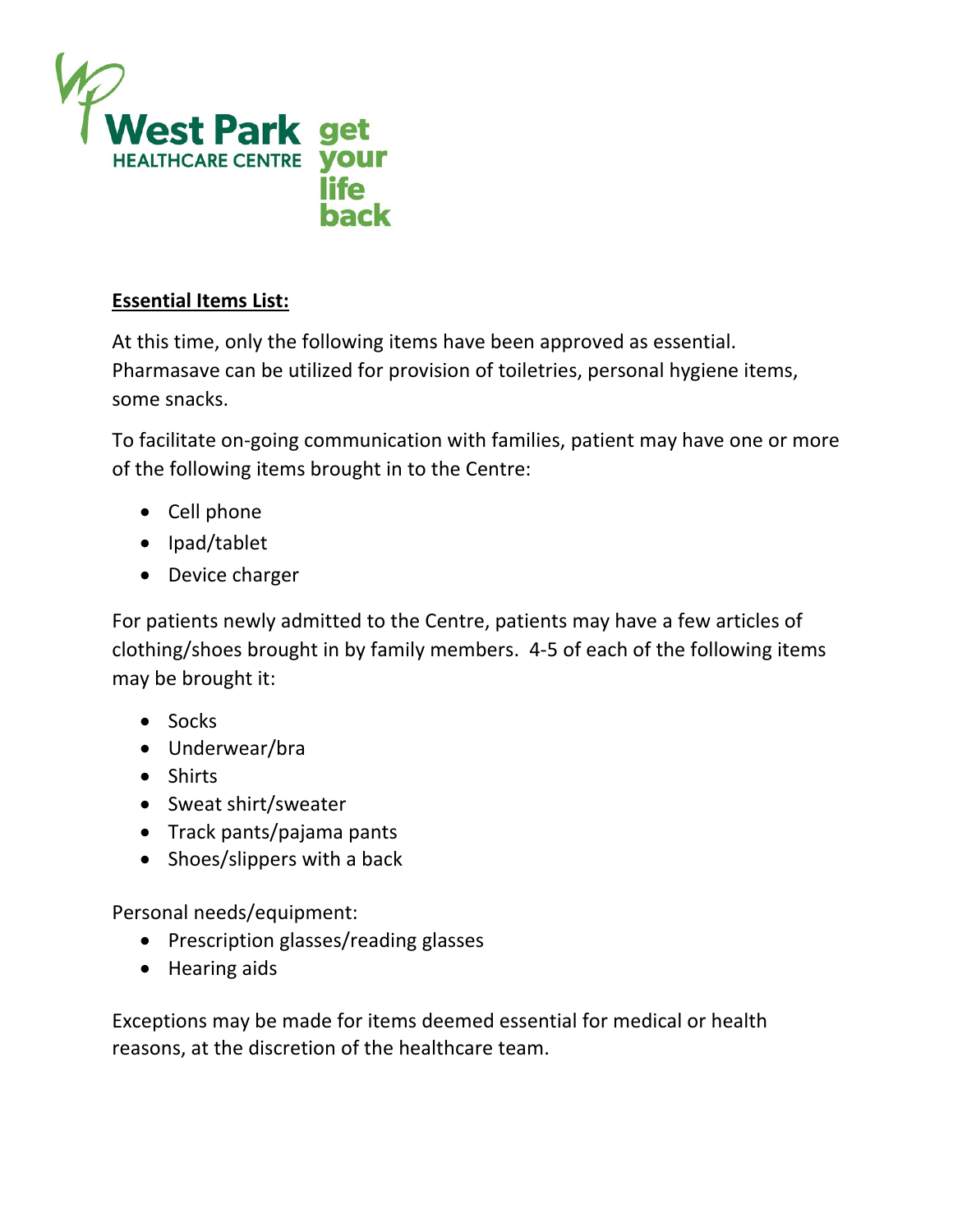West Park HEALTHCARE CENTRE get your life back

**Essential Items List:**

At this time, only the following items have been approved as essential. Pharmasave can be utilized for provision of toiletries, personal hygiene items, some snacks.

To facilitate on-going communication with families, patient may have one or more of the following items brought in to the Centre:

- Cell phone
- Ipad/tablet
- Device charger

For patients newly admitted to the Centre, patients may have a few articles of clothing/shoes brought in by family members.  4-5 of each of the following items may be brought it:

- Socks
- Underwear/bra
- Shirts
- Sweat shirt/sweater
- Track pants/pajama pants
- Shoes/slippers with a back

Personal needs/equipment:

- Prescription glasses/reading glasses
- Hearing aids

Exceptions may be made for items deemed essential for medical or health reasons, at the discretion of the healthcare team.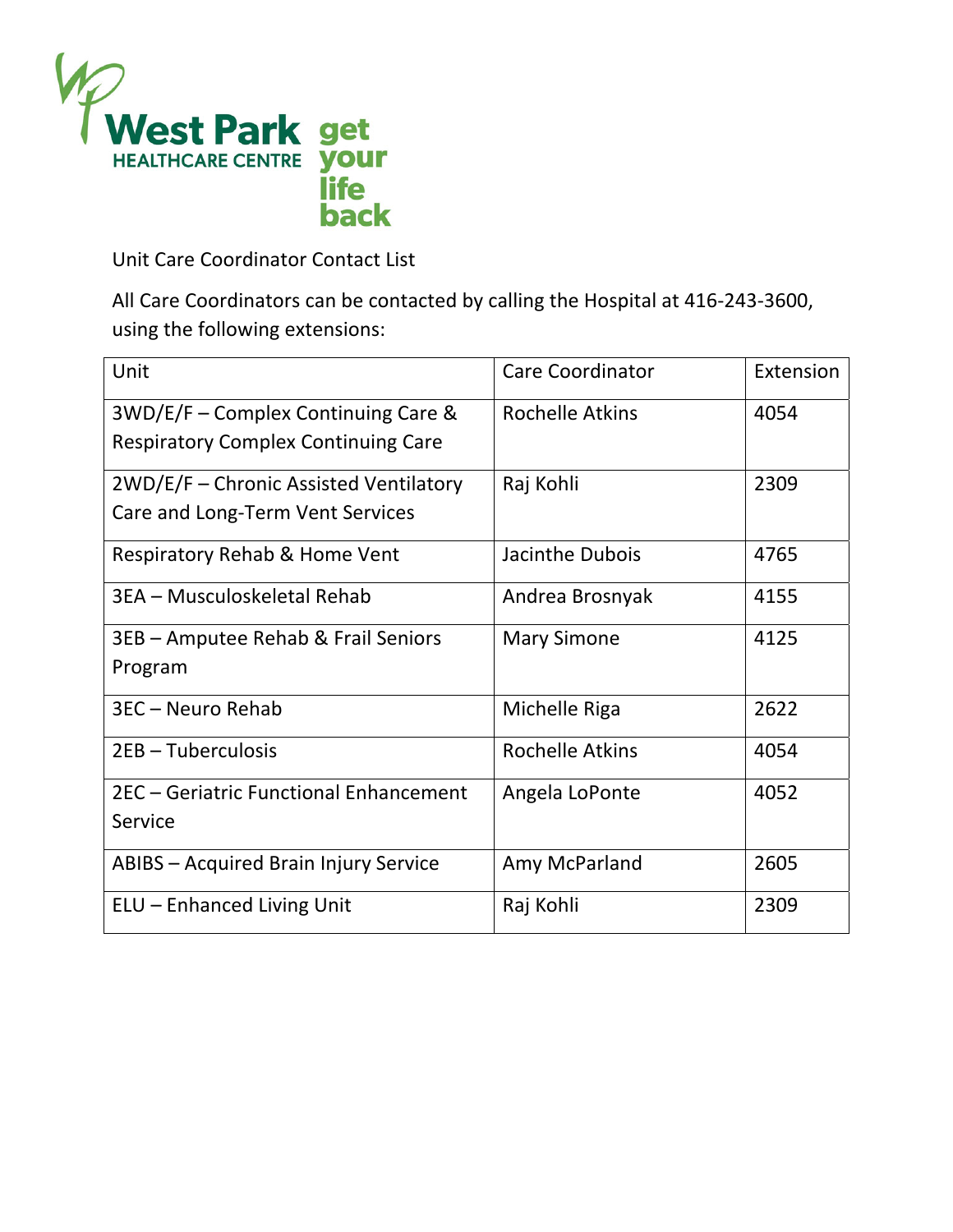West Park HEALTHCARE CENTRE get your life back

Unit Care Coordinator Contact List

All Care Coordinators can be contacted by calling the Hospital at 416-243-3600, using the following extensions:

| Unit | Care Coordinator | Extension |
|---|---|---|
| 3WD/E/F – Complex Continuing Care & Respiratory Complex Continuing Care | Rochelle Atkins | 4054 |
| 2WD/E/F – Chronic Assisted Ventilatory Care and Long-Term Vent Services | Raj Kohli | 2309 |
| Respiratory Rehab & Home Vent | Jacinthe Dubois | 4765 |
| 3EA – Musculoskeletal Rehab | Andrea Brosnyak | 4155 |
| 3EB – Amputee Rehab & Frail Seniors Program | Mary Simone | 4125 |
| 3EC – Neuro Rehab | Michelle Riga | 2622 |
| 2EB – Tuberculosis | Rochelle Atkins | 4054 |
| 2EC – Geriatric Functional Enhancement Service | Angela LoPonte | 4052 |
| ABIBS – Acquired Brain Injury Service | Amy McParland | 2605 |
| ELU – Enhanced Living Unit | Raj Kohli | 2309 |